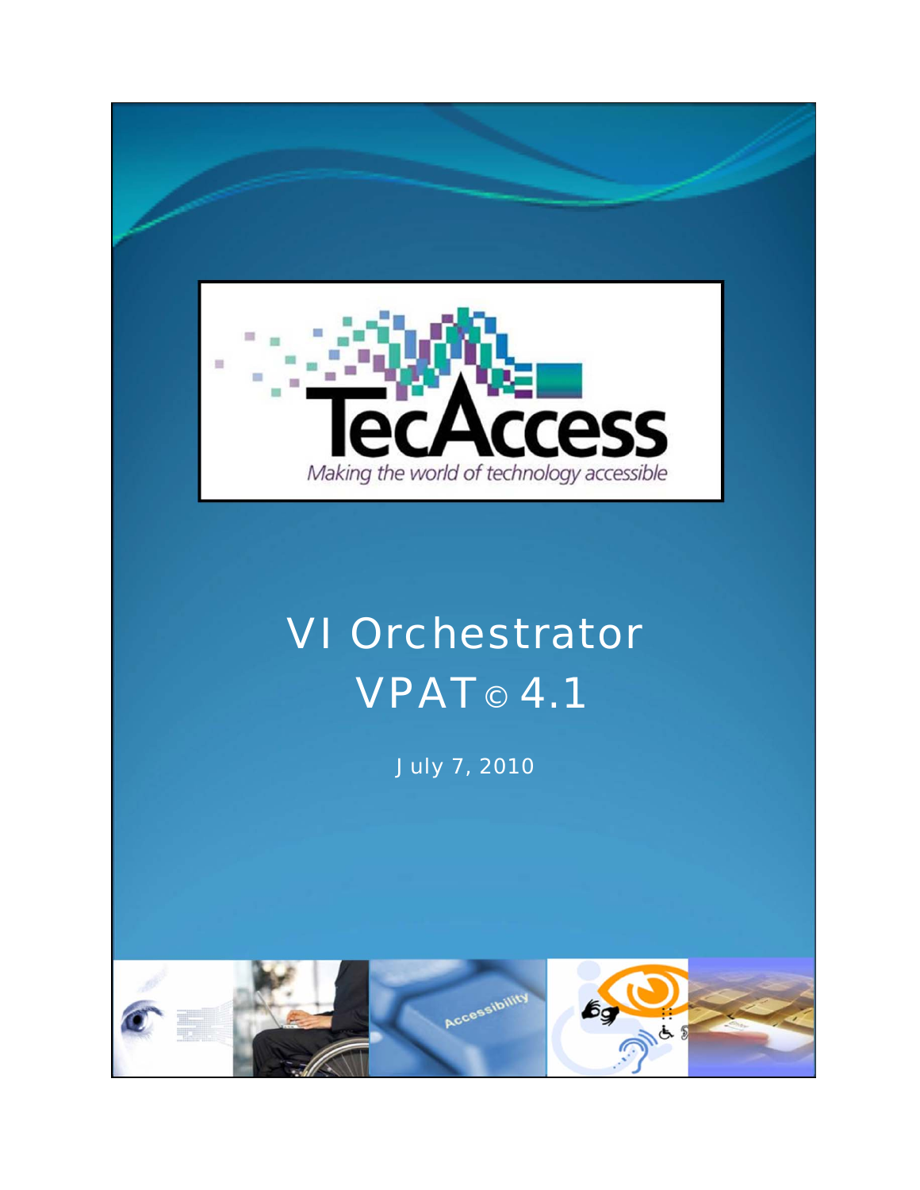TecAccess

*Making the world of technology accessible*

# VI Orchestrator VPAT© 4.1

July 7, 2010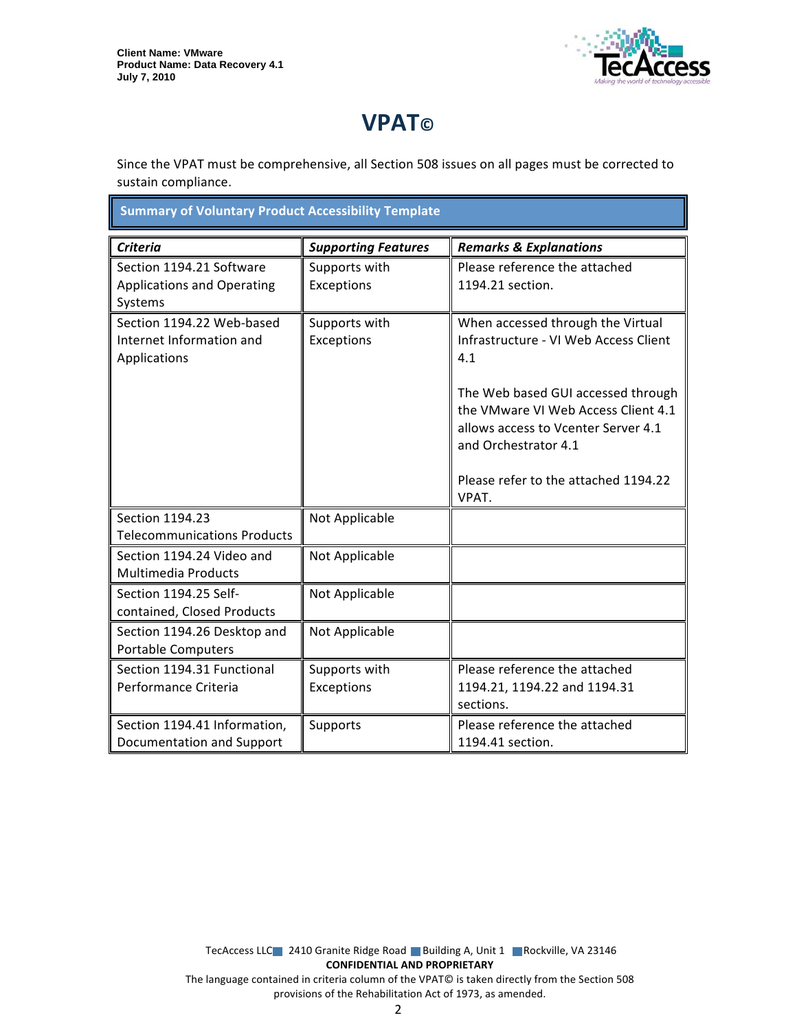# VPAT©

Since the VPAT must be comprehensive, all Section 508 issues on all pages must be corrected to sustain compliance.

| **Summary of Voluntary Product Accessibility Template** | | |
|---|---|---|
| ***Criteria*** | ***Supporting Features*** | ***Remarks & Explanations*** |
| Section 1194.21 Software Applications and Operating Systems | Supports with Exceptions | Please reference the attached 1194.21 section. |
| Section 1194.22 Web-based Internet Information and Applications | Supports with Exceptions | When accessed through the Virtual Infrastructure - VI Web Access Client 4.1<br><br>The Web based GUI accessed through the VMware VI Web Access Client 4.1 allows access to Vcenter Server 4.1 and Orchestrator 4.1<br><br>Please refer to the attached 1194.22 VPAT. |
| Section 1194.23 Telecommunications Products | Not Applicable | |
| Section 1194.24 Video and Multimedia Products | Not Applicable | |
| Section 1194.25 Self-contained, Closed Products | Not Applicable | |
| Section 1194.26 Desktop and Portable Computers | Not Applicable | |
| Section 1194.31 Functional Performance Criteria | Supports with Exceptions | Please reference the attached 1194.21, 1194.22 and 1194.31 sections. |
| Section 1194.41 Information, Documentation and Support | Supports | Please reference the attached 1194.41 section. |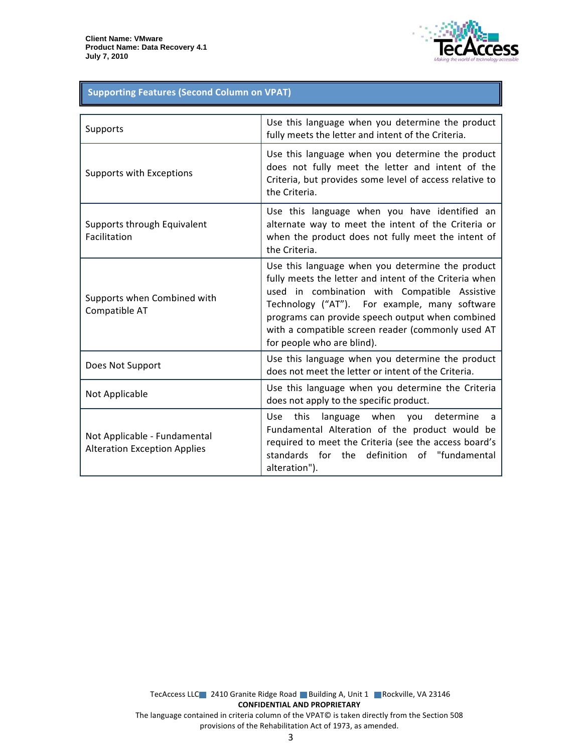## Supporting Features (Second Column on VPAT)

| Supporting Feature | Description |
| --- | --- |
| Supports | Use this language when you determine the product fully meets the letter and intent of the Criteria. |
| Supports with Exceptions | Use this language when you determine the product does not fully meet the letter and intent of the Criteria, but provides some level of access relative to the Criteria. |
| Supports through Equivalent Facilitation | Use this language when you have identified an alternate way to meet the intent of the Criteria or when the product does not fully meet the intent of the Criteria. |
| Supports when Combined with Compatible AT | Use this language when you determine the product fully meets the letter and intent of the Criteria when used in combination with Compatible Assistive Technology ("AT"). For example, many software programs can provide speech output when combined with a compatible screen reader (commonly used AT for people who are blind). |
| Does Not Support | Use this language when you determine the product does not meet the letter or intent of the Criteria. |
| Not Applicable | Use this language when you determine the Criteria does not apply to the specific product. |
| Not Applicable - Fundamental Alteration Exception Applies | Use this language when you determine a Fundamental Alteration of the product would be required to meet the Criteria (see the access board's standards for the definition of "fundamental alteration"). |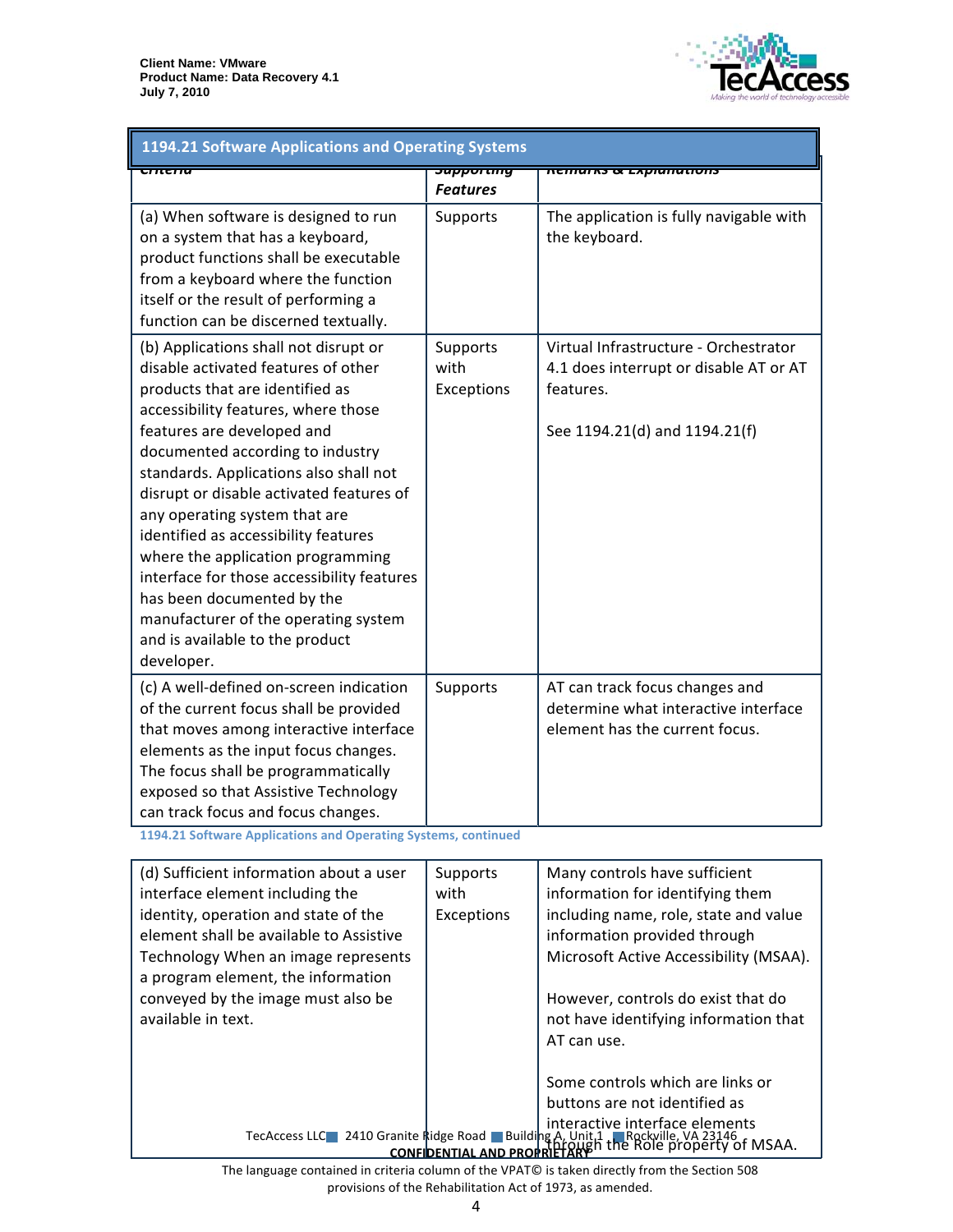| 1194.21 Software Applications and Operating Systems | | |
|---|---|---|
| Criteria | Supporting Features | Remarks & Explanations |
| (a) When software is designed to run on a system that has a keyboard, product functions shall be executable from a keyboard where the function itself or the result of performing a function can be discerned textually. | Supports | The application is fully navigable with the keyboard. |
| (b) Applications shall not disrupt or disable activated features of other products that are identified as accessibility features, where those features are developed and documented according to industry standards. Applications also shall not disrupt or disable activated features of any operating system that are identified as accessibility features where the application programming interface for those accessibility features has been documented by the manufacturer of the operating system and is available to the product developer. | Supports with Exceptions | Virtual Infrastructure - Orchestrator 4.1 does interrupt or disable AT or AT features.<br><br>See 1194.21(d) and 1194.21(f) |
| (c) A well-defined on-screen indication of the current focus shall be provided that moves among interactive interface elements as the input focus changes. The focus shall be programmatically exposed so that Assistive Technology can track focus and focus changes. | Supports | AT can track focus changes and determine what interactive interface element has the current focus. |
| (d) Sufficient information about a user interface element including the identity, operation and state of the element shall be available to Assistive Technology When an image represents a program element, the information conveyed by the image must also be available in text. | Supports with Exceptions | Many controls have sufficient information for identifying them including name, role, state and value information provided through Microsoft Active Accessibility (MSAA).<br><br>However, controls do exist that do not have identifying information that AT can use.<br><br>Some controls which are links or buttons are not identified as interactive interface elements through the Role property of MSAA. |

The language contained in criteria column of the VPAT© is taken directly from the Section 508 provisions of the Rehabilitation Act of 1973, as amended.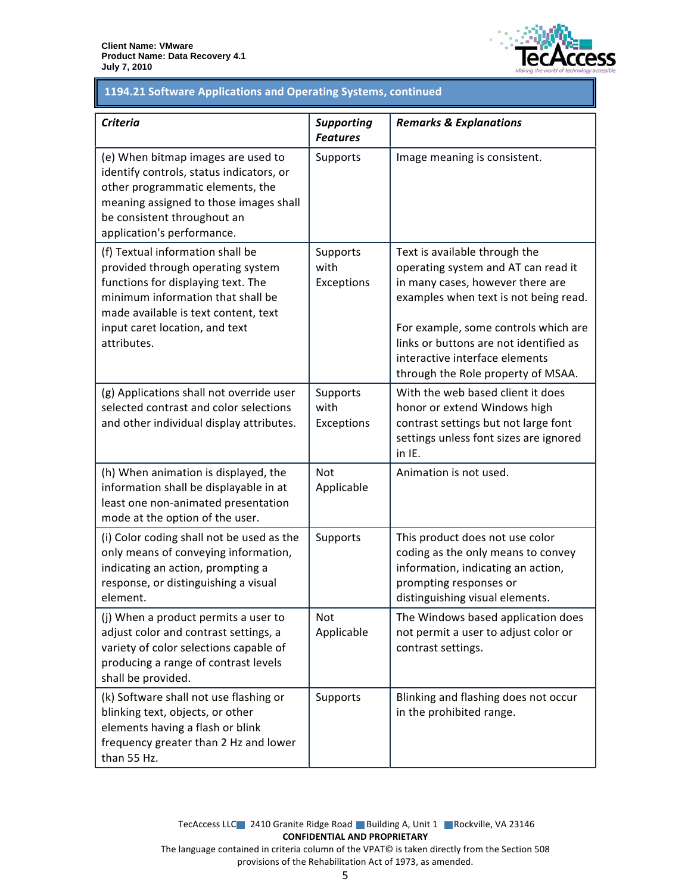## 1194.21 Software Applications and Operating Systems, continued

| ***Criteria*** | ***Supporting Features*** | ***Remarks & Explanations*** |
|---|---|---|
| (e) When bitmap images are used to identify controls, status indicators, or other programmatic elements, the meaning assigned to those images shall be consistent throughout an application's performance. | Supports | Image meaning is consistent. |
| (f) Textual information shall be provided through operating system functions for displaying text. The minimum information that shall be made available is text content, text input caret location, and text attributes. | Supports with Exceptions | Text is available through the operating system and AT can read it in many cases, however there are examples when text is not being read.<br><br>For example, some controls which are links or buttons are not identified as interactive interface elements through the Role property of MSAA. |
| (g) Applications shall not override user selected contrast and color selections and other individual display attributes. | Supports with Exceptions | With the web based client it does honor or extend Windows high contrast settings but not large font settings unless font sizes are ignored in IE. |
| (h) When animation is displayed, the information shall be displayable in at least one non-animated presentation mode at the option of the user. | Not Applicable | Animation is not used. |
| (i) Color coding shall not be used as the only means of conveying information, indicating an action, prompting a response, or distinguishing a visual element. | Supports | This product does not use color coding as the only means to convey information, indicating an action, prompting responses or distinguishing visual elements. |
| (j) When a product permits a user to adjust color and contrast settings, a variety of color selections capable of producing a range of contrast levels shall be provided. | Not Applicable | The Windows based application does not permit a user to adjust color or contrast settings. |
| (k) Software shall not use flashing or blinking text, objects, or other elements having a flash or blink frequency greater than 2 Hz and lower than 55 Hz. | Supports | Blinking and flashing does not occur in the prohibited range. |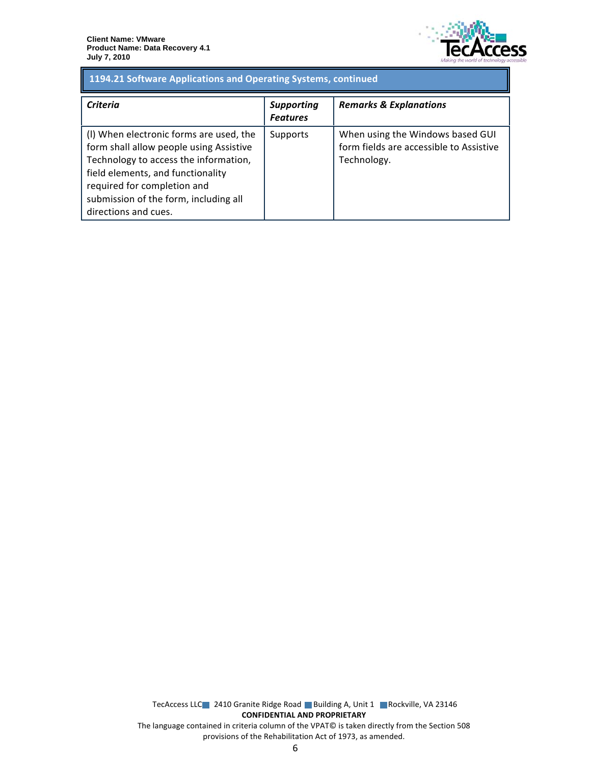## 1194.21 Software Applications and Operating Systems, continued

| ***Criteria*** | ***Supporting Features*** | ***Remarks & Explanations*** |
|---|---|---|
| (l) When electronic forms are used, the form shall allow people using Assistive Technology to access the information, field elements, and functionality required for completion and submission of the form, including all directions and cues. | Supports | When using the Windows based GUI form fields are accessible to Assistive Technology. |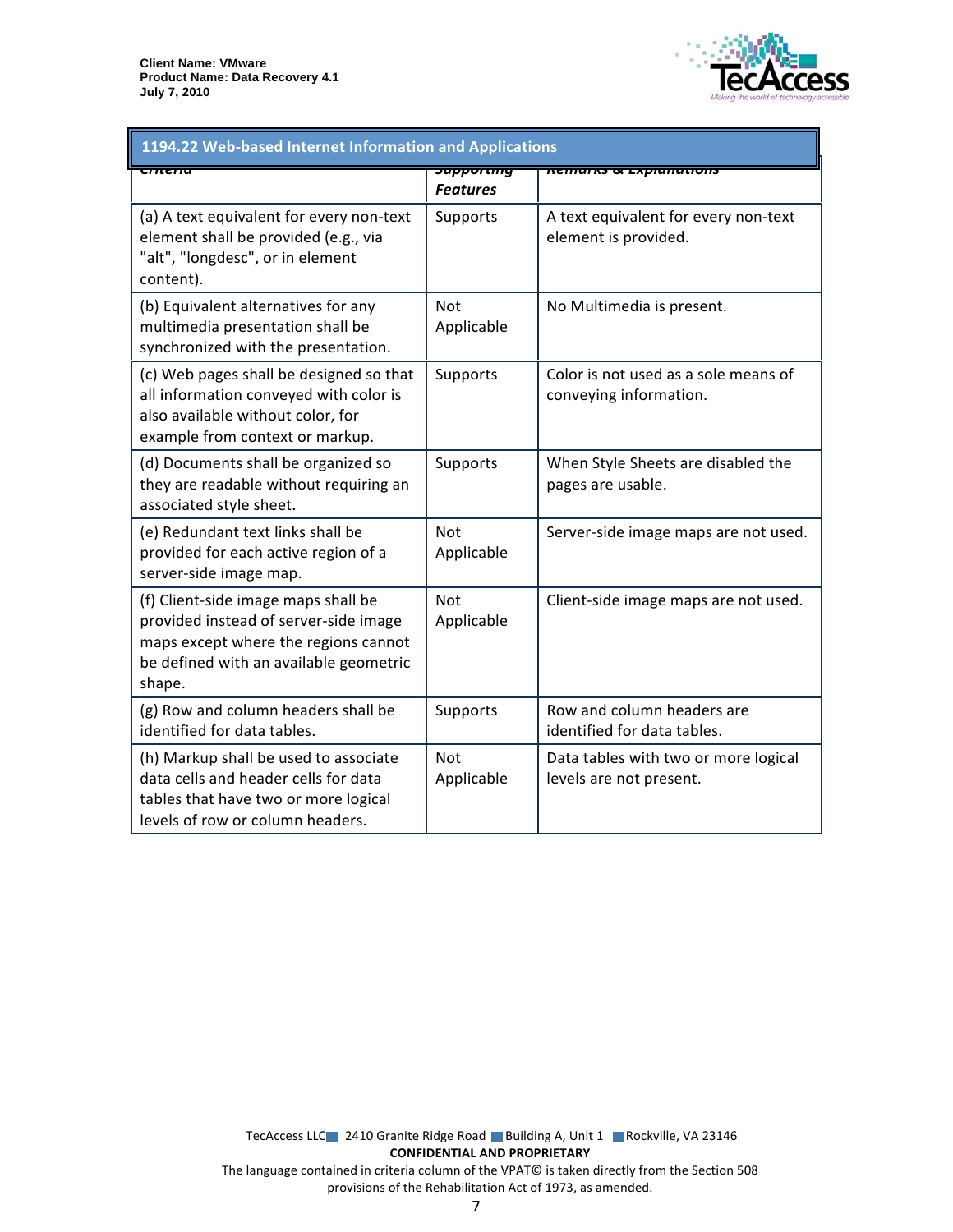| 1194.22 Web-based Internet Information and Applications | | |
|---|---|---|
| Criteria | *Supporting Features* | Remarks & Explanations |
| (a) A text equivalent for every non-text element shall be provided (e.g., via "alt", "longdesc", or in element content). | Supports | A text equivalent for every non-text element is provided. |
| (b) Equivalent alternatives for any multimedia presentation shall be synchronized with the presentation. | Not Applicable | No Multimedia is present. |
| (c) Web pages shall be designed so that all information conveyed with color is also available without color, for example from context or markup. | Supports | Color is not used as a sole means of conveying information. |
| (d) Documents shall be organized so they are readable without requiring an associated style sheet. | Supports | When Style Sheets are disabled the pages are usable. |
| (e) Redundant text links shall be provided for each active region of a server-side image map. | Not Applicable | Server-side image maps are not used. |
| (f) Client-side image maps shall be provided instead of server-side image maps except where the regions cannot be defined with an available geometric shape. | Not Applicable | Client-side image maps are not used. |
| (g) Row and column headers shall be identified for data tables. | Supports | Row and column headers are identified for data tables. |
| (h) Markup shall be used to associate data cells and header cells for data tables that have two or more logical levels of row or column headers. | Not Applicable | Data tables with two or more logical levels are not present. |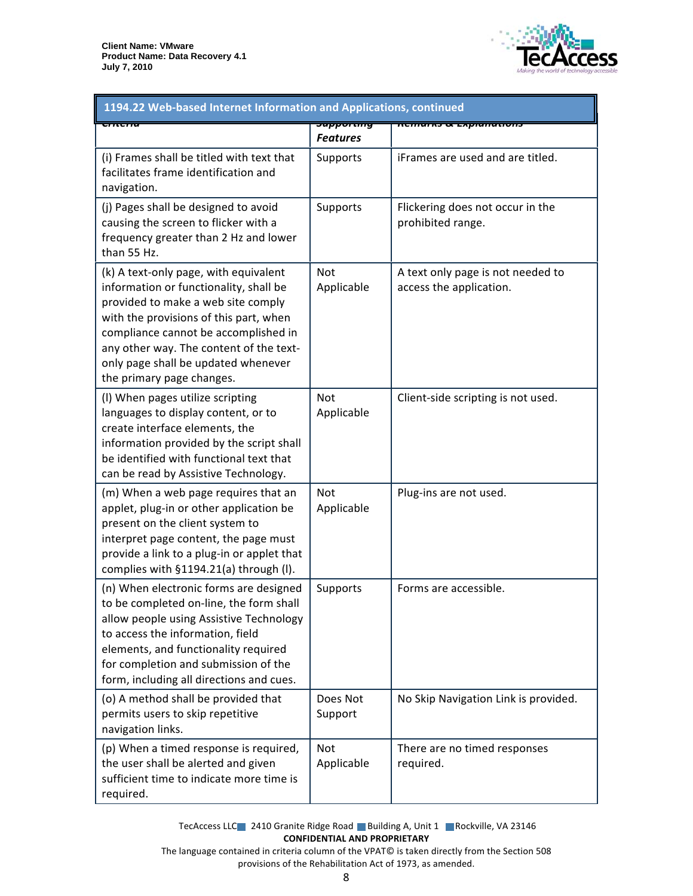| 1194.22 Web-based Internet Information and Applications, continued | | |
|---|---|---|
| Criteria | Supporting Features | Remarks & Explanations |
| (i) Frames shall be titled with text that facilitates frame identification and navigation. | Supports | iFrames are used and are titled. |
| (j) Pages shall be designed to avoid causing the screen to flicker with a frequency greater than 2 Hz and lower than 55 Hz. | Supports | Flickering does not occur in the prohibited range. |
| (k) A text-only page, with equivalent information or functionality, shall be provided to make a web site comply with the provisions of this part, when compliance cannot be accomplished in any other way. The content of the text-only page shall be updated whenever the primary page changes. | Not Applicable | A text only page is not needed to access the application. |
| (l) When pages utilize scripting languages to display content, or to create interface elements, the information provided by the script shall be identified with functional text that can be read by Assistive Technology. | Not Applicable | Client-side scripting is not used. |
| (m) When a web page requires that an applet, plug-in or other application be present on the client system to interpret page content, the page must provide a link to a plug-in or applet that complies with §1194.21(a) through (l). | Not Applicable | Plug-ins are not used. |
| (n) When electronic forms are designed to be completed on-line, the form shall allow people using Assistive Technology to access the information, field elements, and functionality required for completion and submission of the form, including all directions and cues. | Supports | Forms are accessible. |
| (o) A method shall be provided that permits users to skip repetitive navigation links. | Does Not Support | No Skip Navigation Link is provided. |
| (p) When a timed response is required, the user shall be alerted and given sufficient time to indicate more time is required. | Not Applicable | There are no timed responses required. |

TecAccess LLC 2410 Granite Ridge Road Building A, Unit 1 Rockville, VA 23146
**CONFIDENTIAL AND PROPRIETARY**
The language contained in criteria column of the VPAT© is taken directly from the Section 508 provisions of the Rehabilitation Act of 1973, as amended.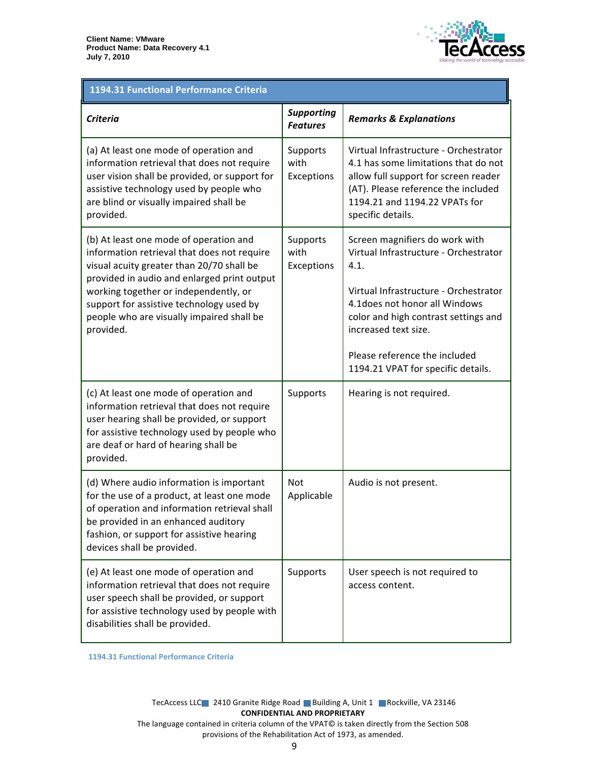| 1194.31 Functional Performance Criteria | | |
|---|---|---|
| ***Criteria*** | ***Supporting Features*** | ***Remarks & Explanations*** |
| (a) At least one mode of operation and information retrieval that does not require user vision shall be provided, or support for assistive technology used by people who are blind or visually impaired shall be provided. | Supports with Exceptions | Virtual Infrastructure - Orchestrator 4.1 has some limitations that do not allow full support for screen reader (AT). Please reference the included 1194.21 and 1194.22 VPATs for specific details. |
| (b) At least one mode of operation and information retrieval that does not require visual acuity greater than 20/70 shall be provided in audio and enlarged print output working together or independently, or support for assistive technology used by people who are visually impaired shall be provided. | Supports with Exceptions | Screen magnifiers do work with Virtual Infrastructure - Orchestrator 4.1.<br><br>Virtual Infrastructure - Orchestrator 4.1does not honor all Windows color and high contrast settings and increased text size.<br><br>Please reference the included 1194.21 VPAT for specific details. |
| (c) At least one mode of operation and information retrieval that does not require user hearing shall be provided, or support for assistive technology used by people who are deaf or hard of hearing shall be provided. | Supports | Hearing is not required. |
| (d) Where audio information is important for the use of a product, at least one mode of operation and information retrieval shall be provided in an enhanced auditory fashion, or support for assistive hearing devices shall be provided. | Not Applicable | Audio is not present. |
| (e) At least one mode of operation and information retrieval that does not require user speech shall be provided, or support for assistive technology used by people with disabilities shall be provided. | Supports | User speech is not required to access content. |

1194.31 Functional Performance Criteria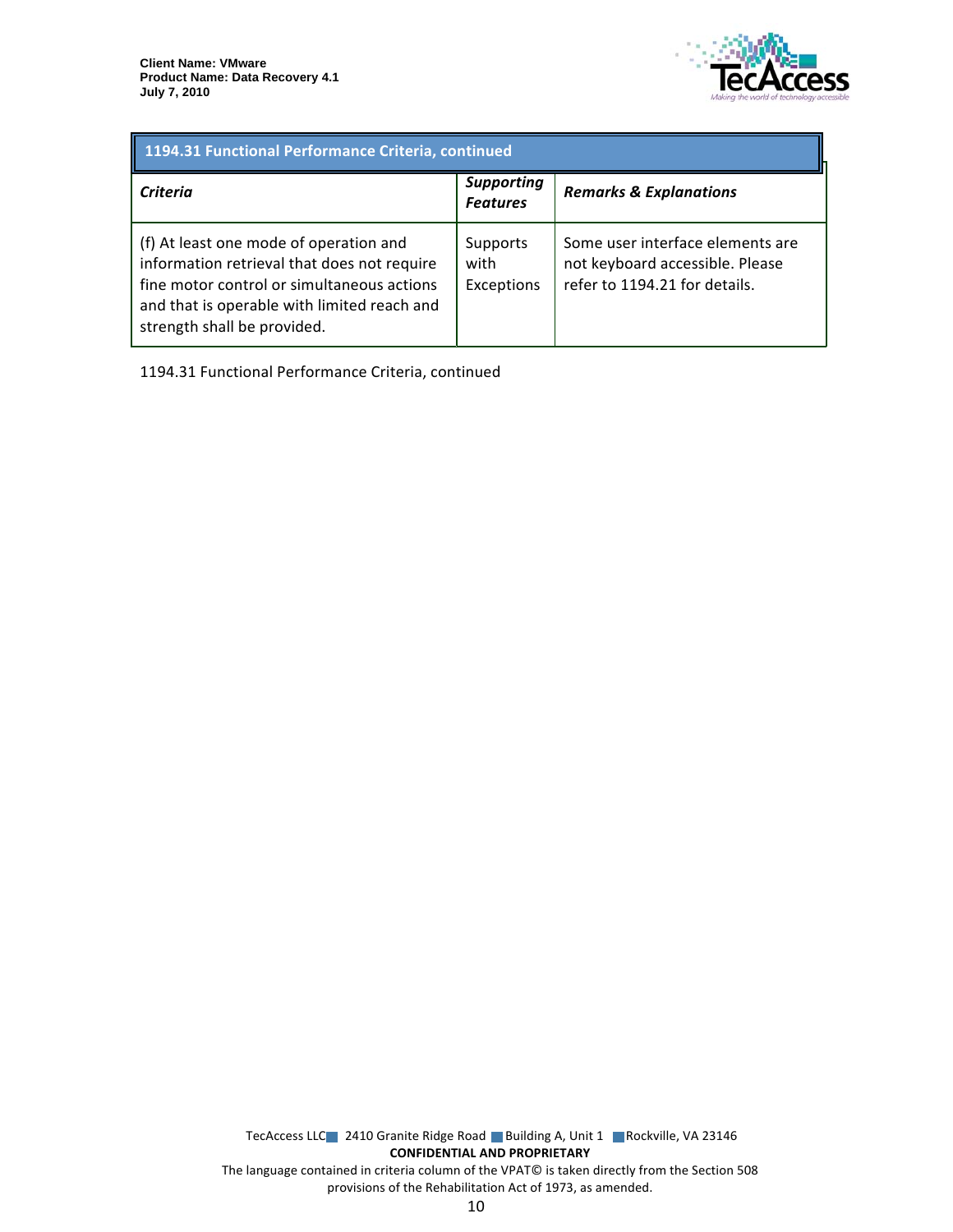| 1194.31 Functional Performance Criteria, continued | | |
|---|---|---|
| ***Criteria*** | ***Supporting Features*** | ***Remarks & Explanations*** |
| (f) At least one mode of operation and information retrieval that does not require fine motor control or simultaneous actions and that is operable with limited reach and strength shall be provided. | Supports with Exceptions | Some user interface elements are not keyboard accessible. Please refer to 1194.21 for details. |

1194.31 Functional Performance Criteria, continued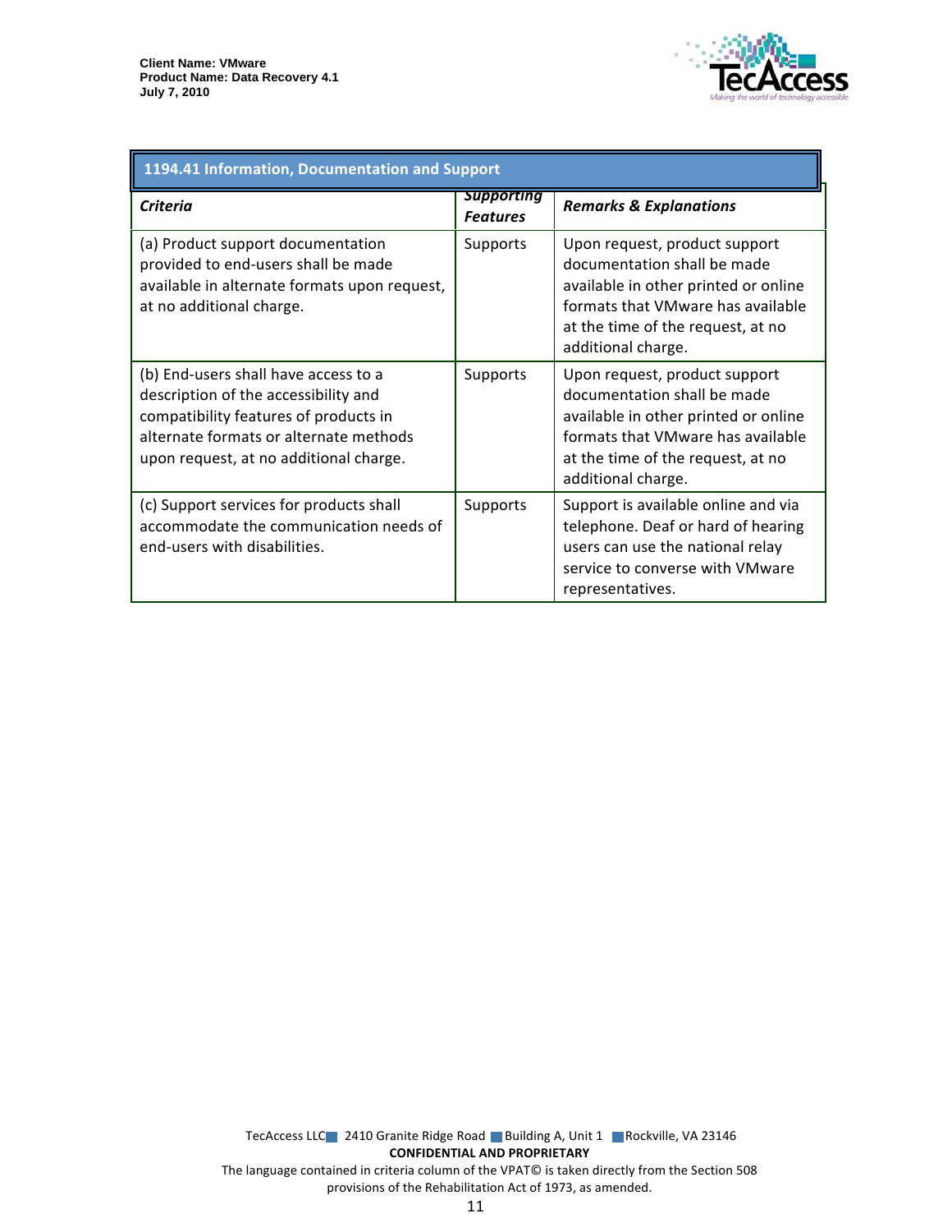| 1194.41 Information, Documentation and Support | | |
|---|---|---|
| ***Criteria*** | ***Supporting Features*** | ***Remarks & Explanations*** |
| (a) Product support documentation provided to end-users shall be made available in alternate formats upon request, at no additional charge. | Supports | Upon request, product support documentation shall be made available in other printed or online formats that VMware has available at the time of the request, at no additional charge. |
| (b) End-users shall have access to a description of the accessibility and compatibility features of products in alternate formats or alternate methods upon request, at no additional charge. | Supports | Upon request, product support documentation shall be made available in other printed or online formats that VMware has available at the time of the request, at no additional charge. |
| (c) Support services for products shall accommodate the communication needs of end-users with disabilities. | Supports | Support is available online and via telephone. Deaf or hard of hearing users can use the national relay service to converse with VMware representatives. |